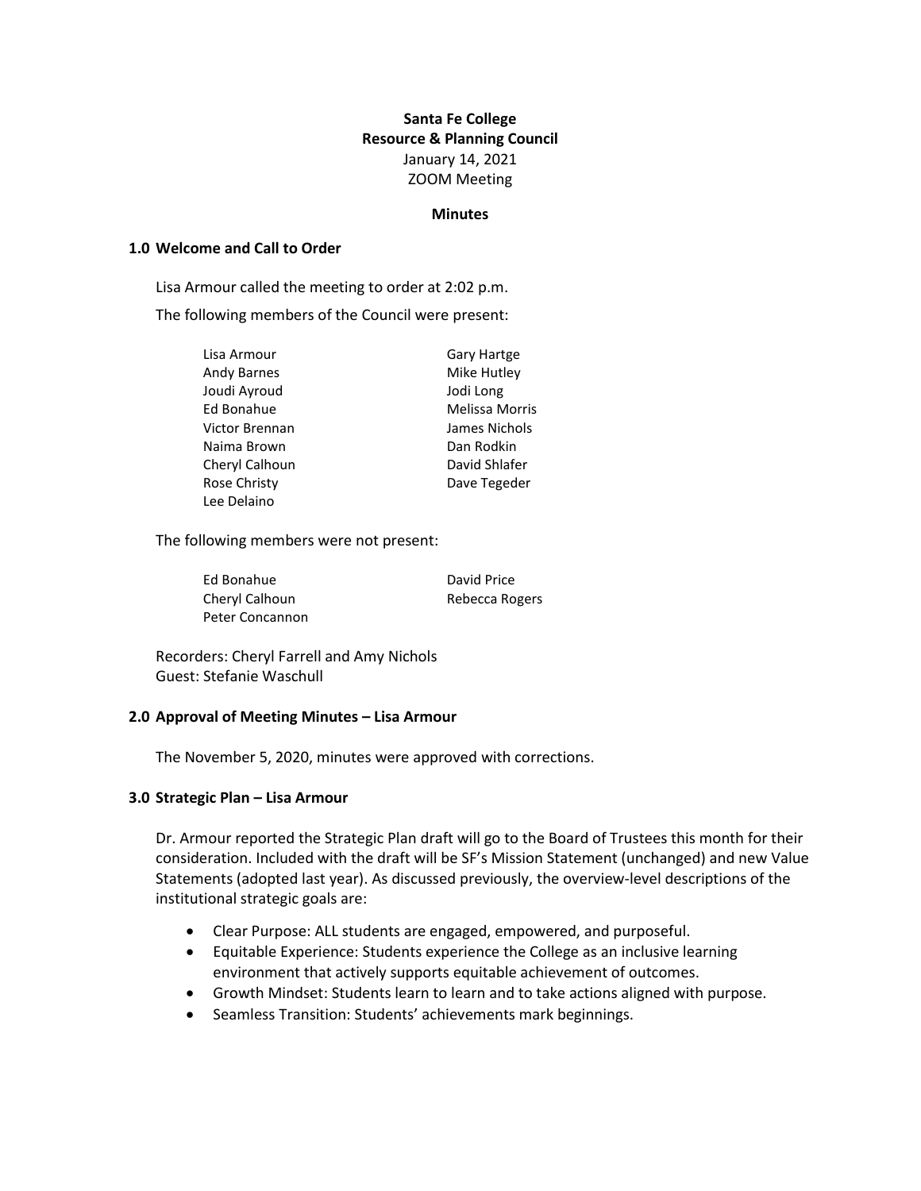**Santa Fe College**
**Resource & Planning Council**
January 14, 2021
ZOOM Meeting

**Minutes**

## 1.0 Welcome and Call to Order

Lisa Armour called the meeting to order at 2:02 p.m.

The following members of the Council were present:

| | |
|---|---|
| Lisa Armour | Gary Hartge |
| Andy Barnes | Mike Hutley |
| Joudi Ayroud | Jodi Long |
| Ed Bonahue | Melissa Morris |
| Victor Brennan | James Nichols |
| Naima Brown | Dan Rodkin |
| Cheryl Calhoun | David Shlafer |
| Rose Christy | Dave Tegeder |
| Lee Delaino | |

The following members were not present:

| | |
|---|---|
| Ed Bonahue | David Price |
| Cheryl Calhoun | Rebecca Rogers |
| Peter Concannon | |

Recorders: Cheryl Farrell and Amy Nichols
Guest: Stefanie Waschull

## 2.0 Approval of Meeting Minutes – Lisa Armour

The November 5, 2020, minutes were approved with corrections.

## 3.0 Strategic Plan – Lisa Armour

Dr. Armour reported the Strategic Plan draft will go to the Board of Trustees this month for their consideration. Included with the draft will be SF's Mission Statement (unchanged) and new Value Statements (adopted last year). As discussed previously, the overview-level descriptions of the institutional strategic goals are:

- Clear Purpose: ALL students are engaged, empowered, and purposeful.
- Equitable Experience: Students experience the College as an inclusive learning environment that actively supports equitable achievement of outcomes.
- Growth Mindset: Students learn to learn and to take actions aligned with purpose.
- Seamless Transition: Students' achievements mark beginnings.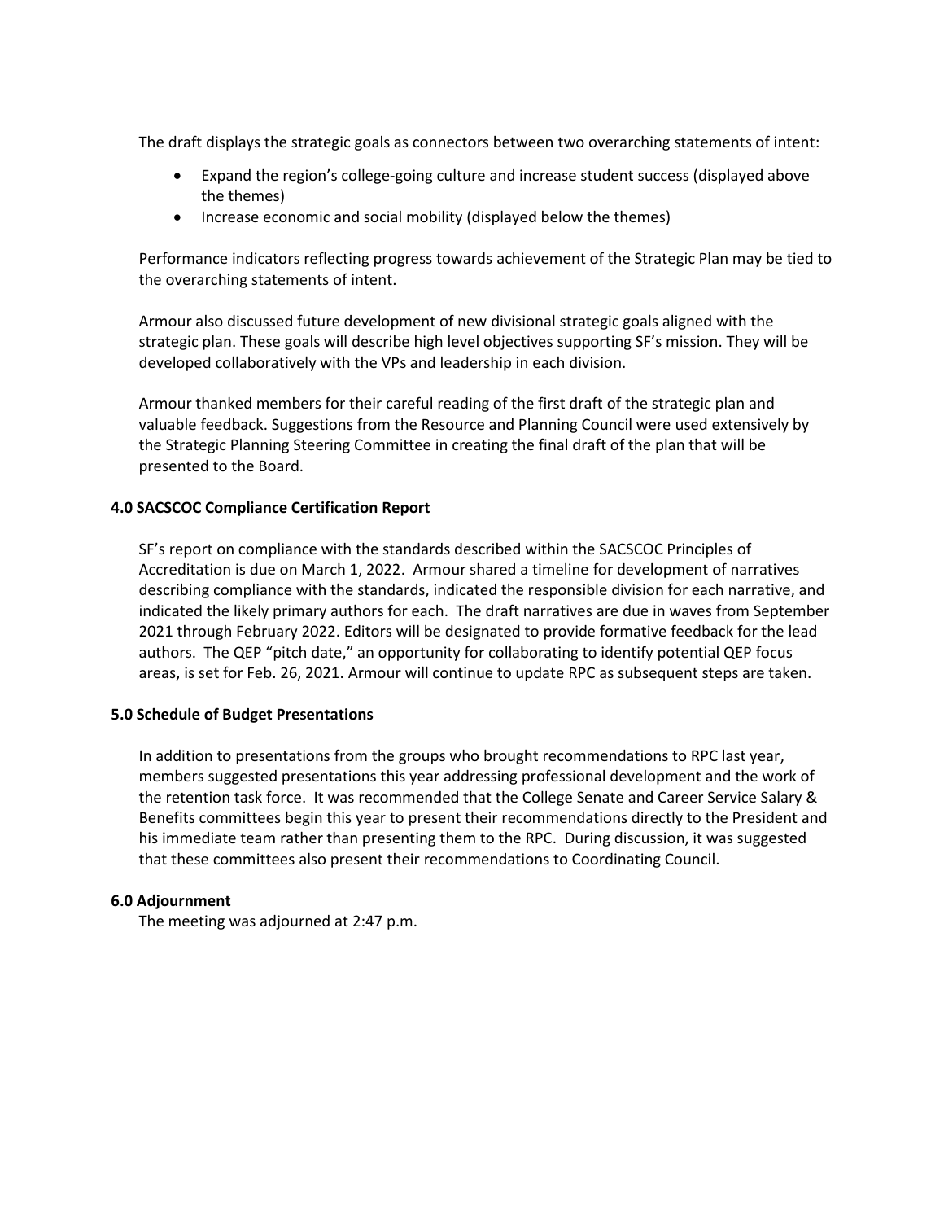The draft displays the strategic goals as connectors between two overarching statements of intent:

- Expand the region's college-going culture and increase student success (displayed above the themes)
- Increase economic and social mobility (displayed below the themes)

Performance indicators reflecting progress towards achievement of the Strategic Plan may be tied to the overarching statements of intent.

Armour also discussed future development of new divisional strategic goals aligned with the strategic plan. These goals will describe high level objectives supporting SF's mission. They will be developed collaboratively with the VPs and leadership in each division.

Armour thanked members for their careful reading of the first draft of the strategic plan and valuable feedback. Suggestions from the Resource and Planning Council were used extensively by the Strategic Planning Steering Committee in creating the final draft of the plan that will be presented to the Board.

**4.0 SACSCOC Compliance Certification Report**

SF's report on compliance with the standards described within the SACSCOC Principles of Accreditation is due on March 1, 2022. Armour shared a timeline for development of narratives describing compliance with the standards, indicated the responsible division for each narrative, and indicated the likely primary authors for each. The draft narratives are due in waves from September 2021 through February 2022. Editors will be designated to provide formative feedback for the lead authors. The QEP "pitch date," an opportunity for collaborating to identify potential QEP focus areas, is set for Feb. 26, 2021. Armour will continue to update RPC as subsequent steps are taken.

**5.0 Schedule of Budget Presentations**

In addition to presentations from the groups who brought recommendations to RPC last year, members suggested presentations this year addressing professional development and the work of the retention task force. It was recommended that the College Senate and Career Service Salary & Benefits committees begin this year to present their recommendations directly to the President and his immediate team rather than presenting them to the RPC. During discussion, it was suggested that these committees also present their recommendations to Coordinating Council.

**6.0 Adjournment**

The meeting was adjourned at 2:47 p.m.